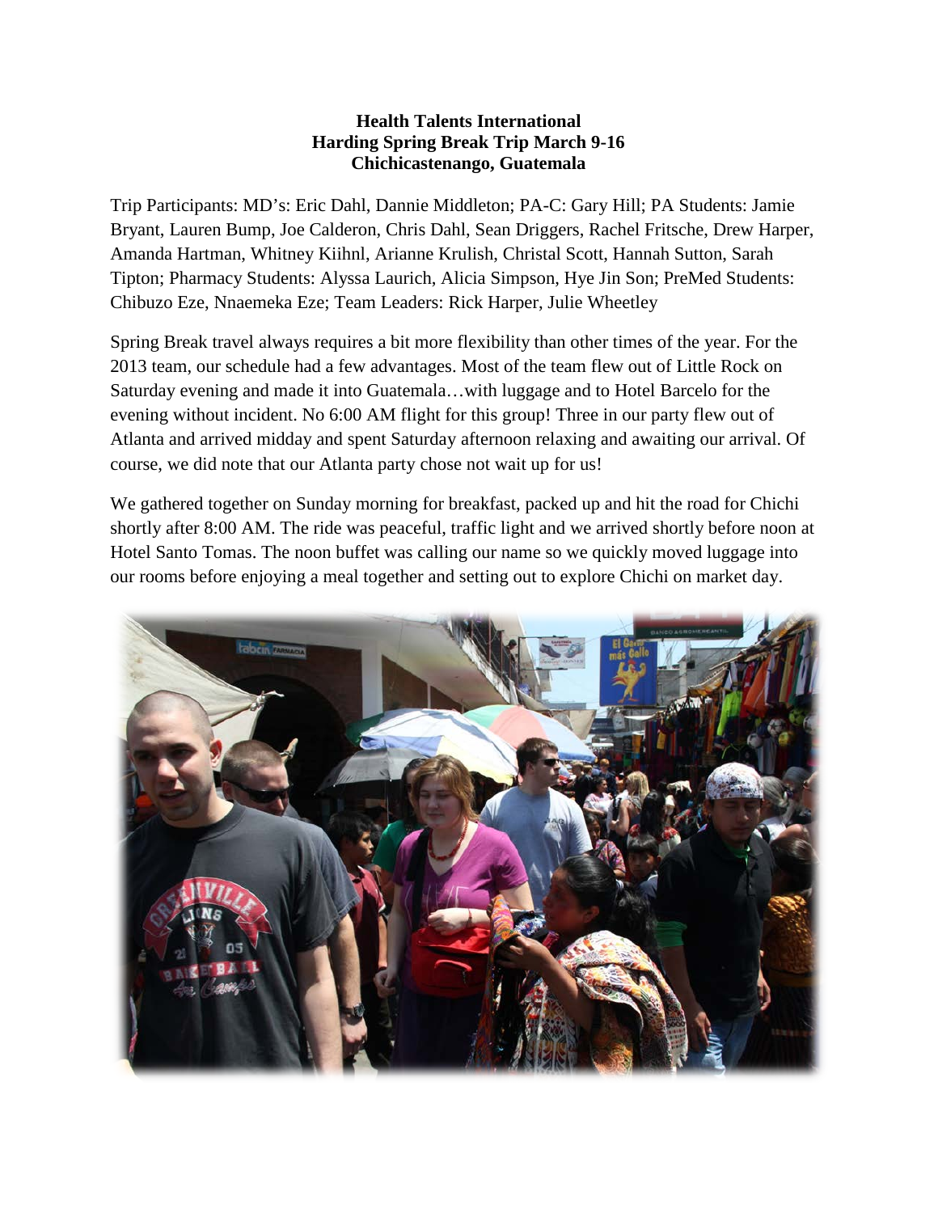**Health Talents International**
**Harding Spring Break Trip March 9-16**
**Chichicastenango, Guatemala**

Trip Participants: MD's: Eric Dahl, Dannie Middleton; PA-C: Gary Hill; PA Students: Jamie Bryant, Lauren Bump, Joe Calderon, Chris Dahl, Sean Driggers, Rachel Fritsche, Drew Harper, Amanda Hartman, Whitney Kiihnl, Arianne Krulish, Christal Scott, Hannah Sutton, Sarah Tipton; Pharmacy Students: Alyssa Laurich, Alicia Simpson, Hye Jin Son; PreMed Students: Chibuzo Eze, Nnaemeka Eze; Team Leaders: Rick Harper, Julie Wheetley

Spring Break travel always requires a bit more flexibility than other times of the year. For the 2013 team, our schedule had a few advantages. Most of the team flew out of Little Rock on Saturday evening and made it into Guatemala…with luggage and to Hotel Barcelo for the evening without incident. No 6:00 AM flight for this group! Three in our party flew out of Atlanta and arrived midday and spent Saturday afternoon relaxing and awaiting our arrival. Of course, we did note that our Atlanta party chose not wait up for us!

We gathered together on Sunday morning for breakfast, packed up and hit the road for Chichi shortly after 8:00 AM. The ride was peaceful, traffic light and we arrived shortly before noon at Hotel Santo Tomas. The noon buffet was calling our name so we quickly moved luggage into our rooms before enjoying a meal together and setting out to explore Chichi on market day.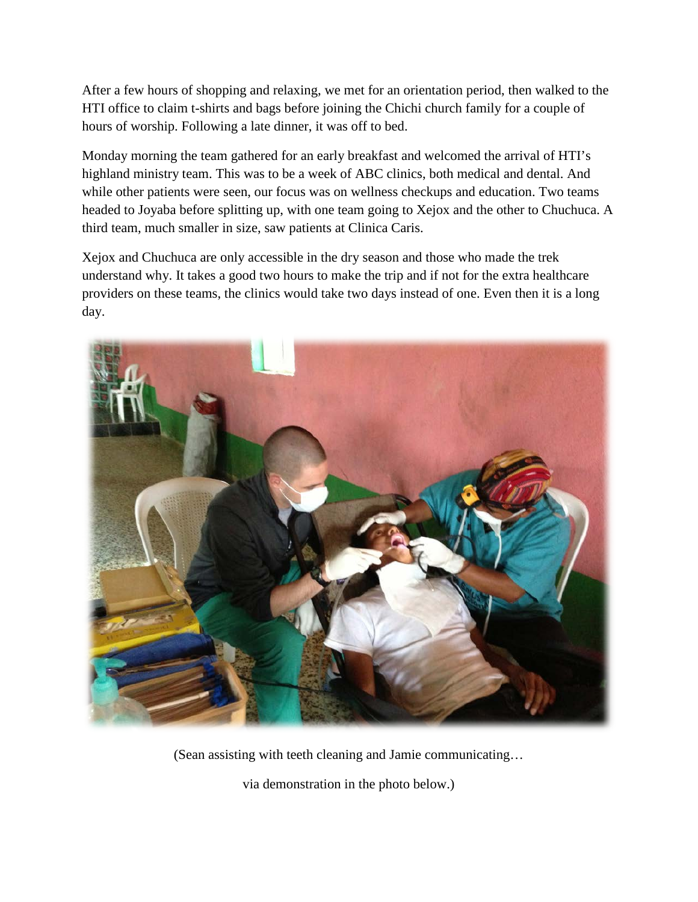After a few hours of shopping and relaxing, we met for an orientation period, then walked to the HTI office to claim t-shirts and bags before joining the Chichi church family for a couple of hours of worship. Following a late dinner, it was off to bed.

Monday morning the team gathered for an early breakfast and welcomed the arrival of HTI's highland ministry team. This was to be a week of ABC clinics, both medical and dental. And while other patients were seen, our focus was on wellness checkups and education. Two teams headed to Joyaba before splitting up, with one team going to Xejox and the other to Chuchuca. A third team, much smaller in size, saw patients at Clinica Caris.

Xejox and Chuchuca are only accessible in the dry season and those who made the trek understand why. It takes a good two hours to make the trip and if not for the extra healthcare providers on these teams, the clinics would take two days instead of one. Even then it is a long day.

(Sean assisting with teeth cleaning and Jamie communicating…

via demonstration in the photo below.)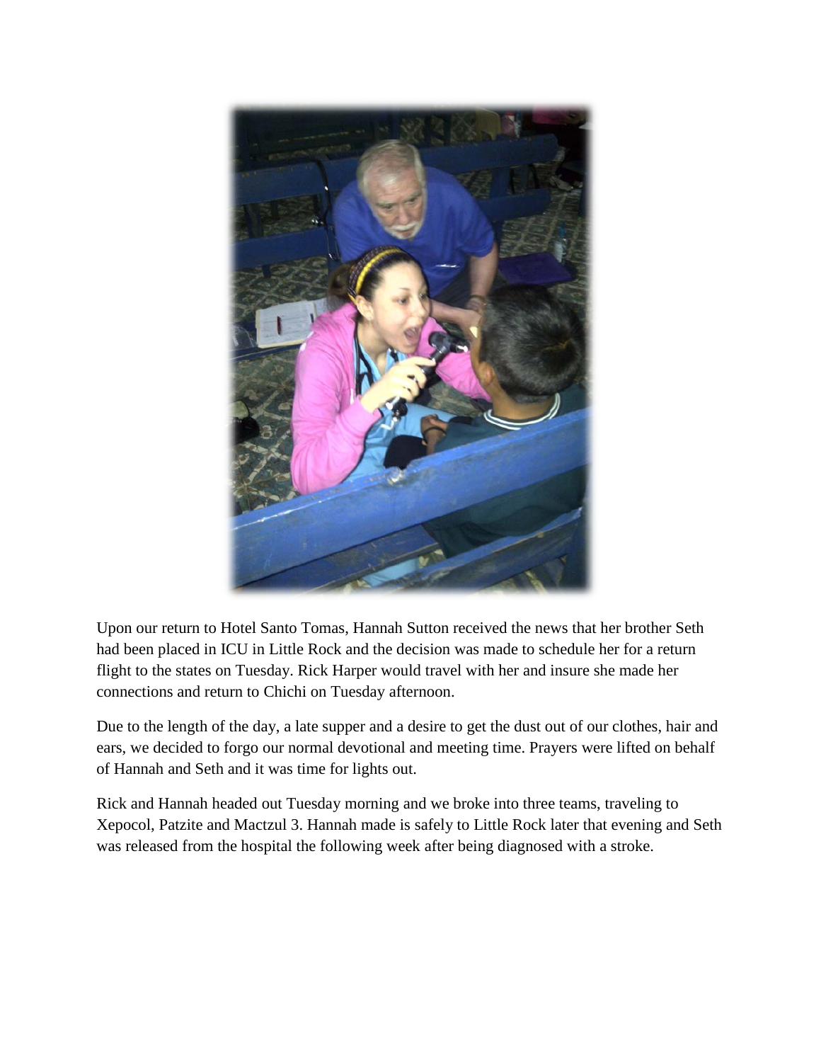Upon our return to Hotel Santo Tomas, Hannah Sutton received the news that her brother Seth had been placed in ICU in Little Rock and the decision was made to schedule her for a return flight to the states on Tuesday. Rick Harper would travel with her and insure she made her connections and return to Chichi on Tuesday afternoon.

Due to the length of the day, a late supper and a desire to get the dust out of our clothes, hair and ears, we decided to forgo our normal devotional and meeting time. Prayers were lifted on behalf of Hannah and Seth and it was time for lights out.

Rick and Hannah headed out Tuesday morning and we broke into three teams, traveling to Xepocol, Patzite and Mactzul 3. Hannah made is safely to Little Rock later that evening and Seth was released from the hospital the following week after being diagnosed with a stroke.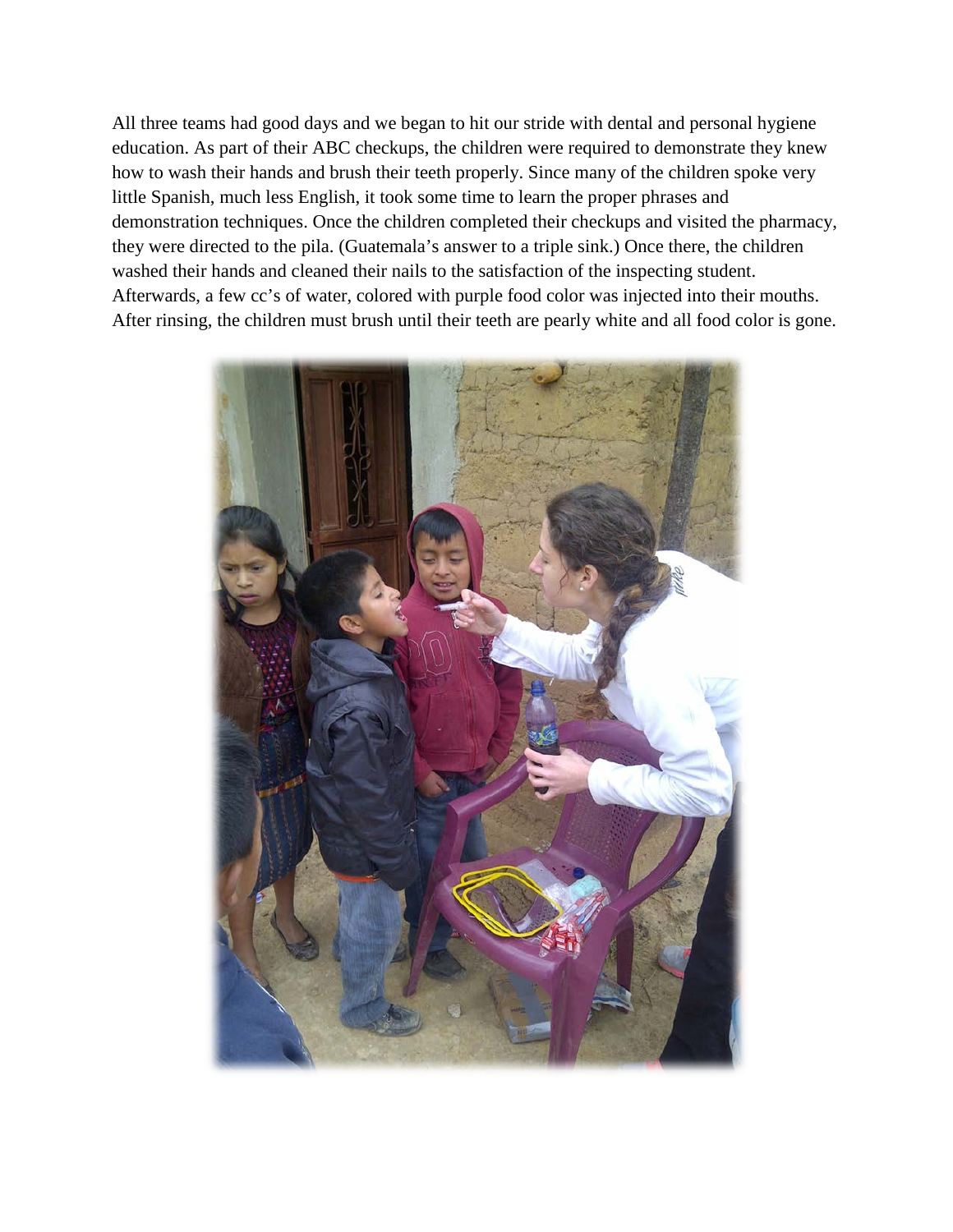All three teams had good days and we began to hit our stride with dental and personal hygiene education. As part of their ABC checkups, the children were required to demonstrate they knew how to wash their hands and brush their teeth properly. Since many of the children spoke very little Spanish, much less English, it took some time to learn the proper phrases and demonstration techniques. Once the children completed their checkups and visited the pharmacy, they were directed to the pila. (Guatemala's answer to a triple sink.) Once there, the children washed their hands and cleaned their nails to the satisfaction of the inspecting student. Afterwards, a few cc's of water, colored with purple food color was injected into their mouths. After rinsing, the children must brush until their teeth are pearly white and all food color is gone.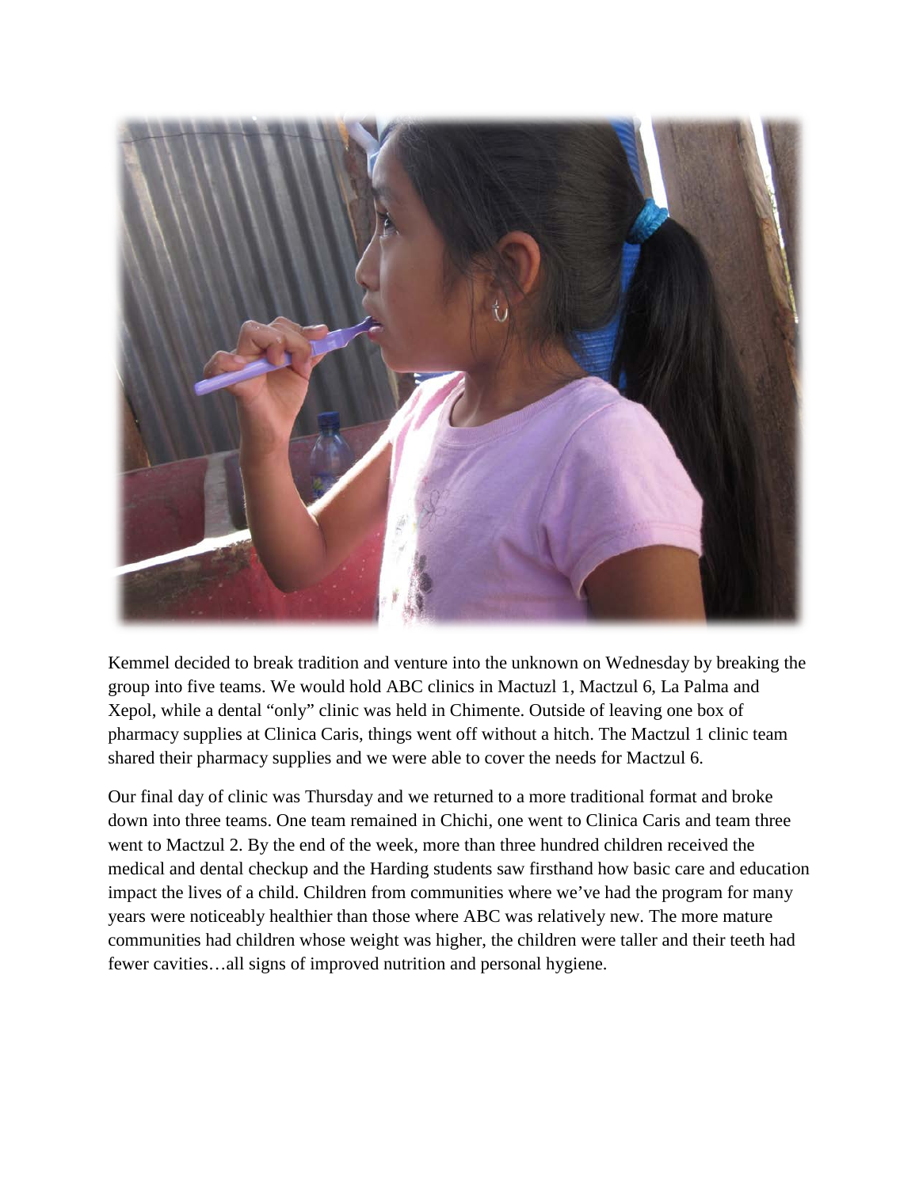Kemmel decided to break tradition and venture into the unknown on Wednesday by breaking the group into five teams. We would hold ABC clinics in Mactuzl 1, Mactzul 6, La Palma and Xepol, while a dental "only" clinic was held in Chimente. Outside of leaving one box of pharmacy supplies at Clinica Caris, things went off without a hitch. The Mactzul 1 clinic team shared their pharmacy supplies and we were able to cover the needs for Mactzul 6.

Our final day of clinic was Thursday and we returned to a more traditional format and broke down into three teams. One team remained in Chichi, one went to Clinica Caris and team three went to Mactzul 2. By the end of the week, more than three hundred children received the medical and dental checkup and the Harding students saw firsthand how basic care and education impact the lives of a child. Children from communities where we've had the program for many years were noticeably healthier than those where ABC was relatively new. The more mature communities had children whose weight was higher, the children were taller and their teeth had fewer cavities…all signs of improved nutrition and personal hygiene.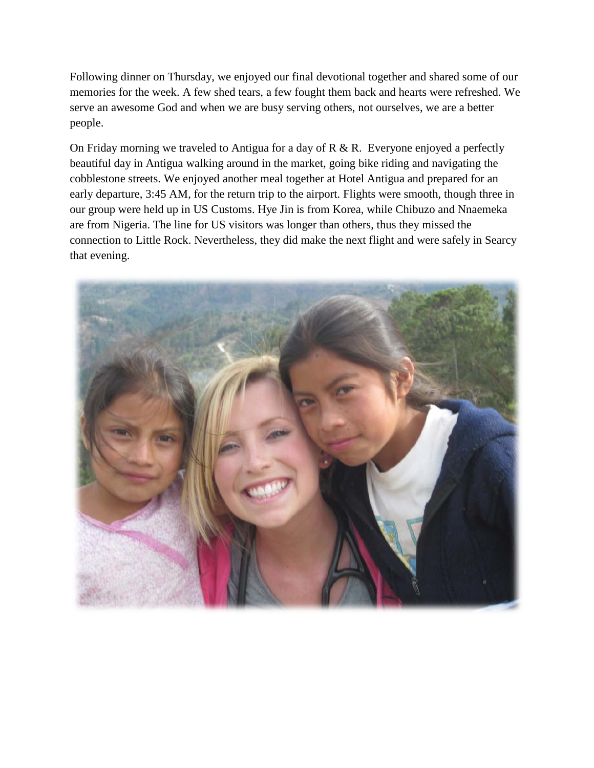Following dinner on Thursday, we enjoyed our final devotional together and shared some of our memories for the week. A few shed tears, a few fought them back and hearts were refreshed. We serve an awesome God and when we are busy serving others, not ourselves, we are a better people.

On Friday morning we traveled to Antigua for a day of R & R. Everyone enjoyed a perfectly beautiful day in Antigua walking around in the market, going bike riding and navigating the cobblestone streets. We enjoyed another meal together at Hotel Antigua and prepared for an early departure, 3:45 AM, for the return trip to the airport. Flights were smooth, though three in our group were held up in US Customs. Hye Jin is from Korea, while Chibuzo and Nnaemeka are from Nigeria. The line for US visitors was longer than others, thus they missed the connection to Little Rock. Nevertheless, they did make the next flight and were safely in Searcy that evening.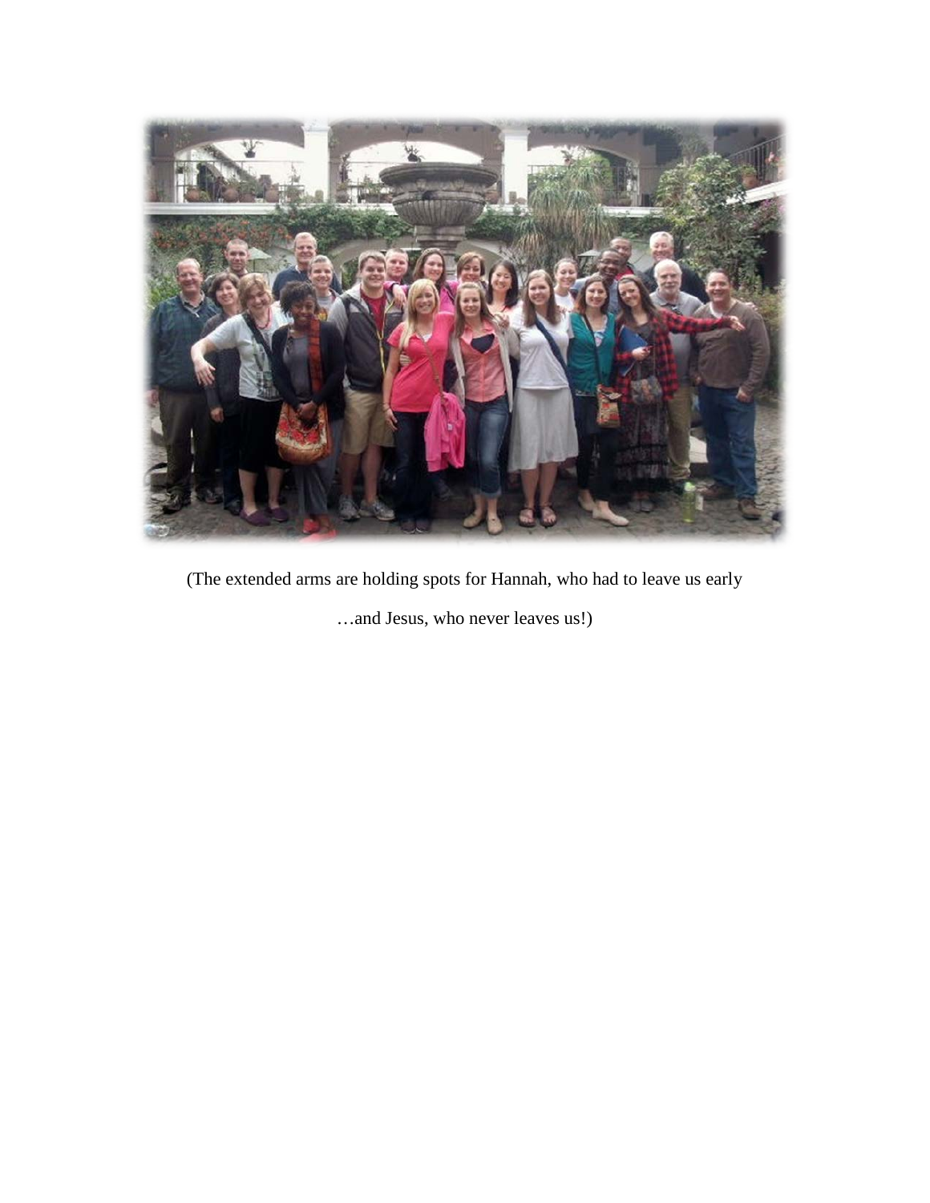(The extended arms are holding spots for Hannah, who had to leave us early

…and Jesus, who never leaves us!)